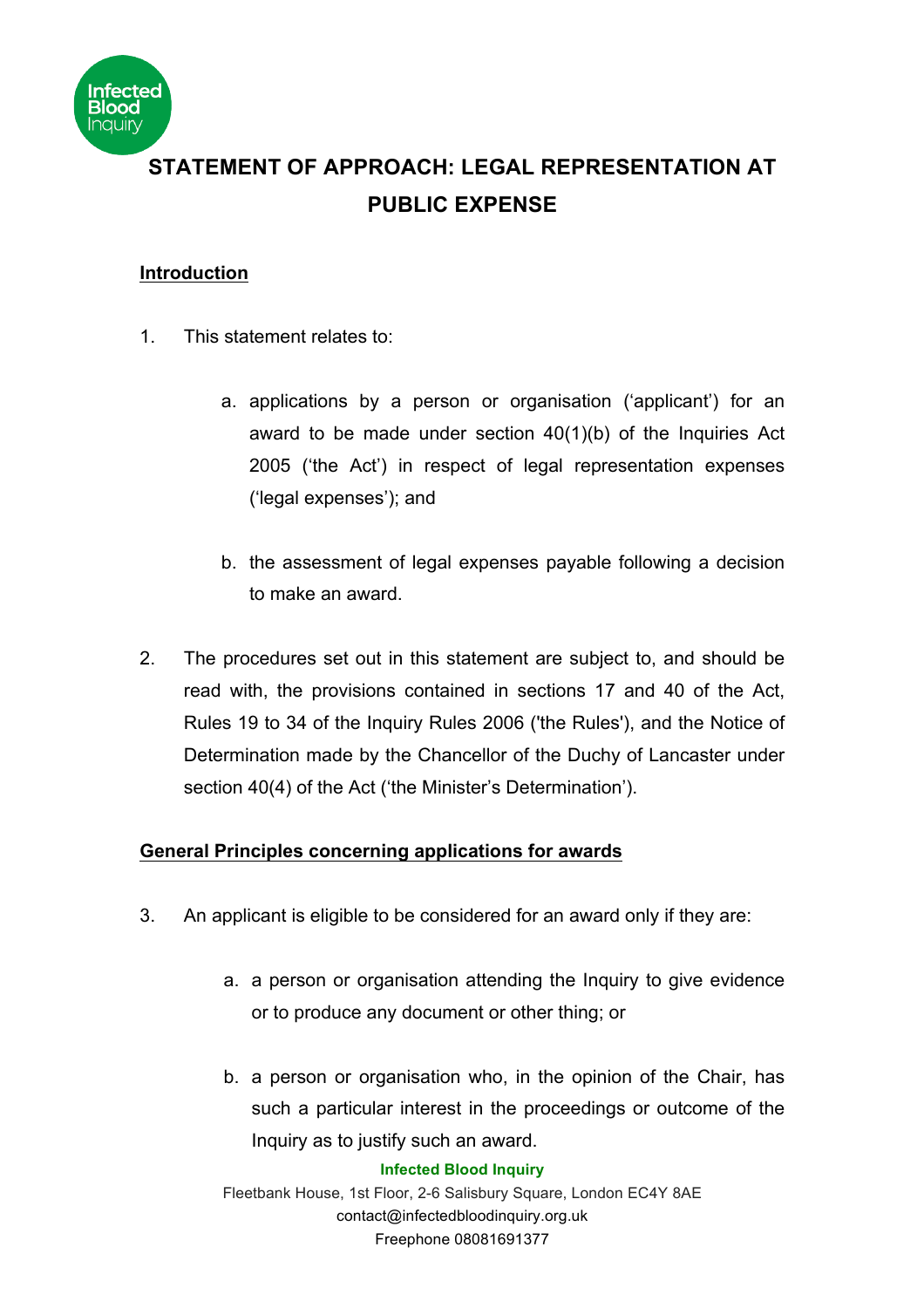# STATEMENT OF APPROACH: LEGAL REPRESENTATION AT PUBLIC EXPENSE

## Introduction

1. This statement relates to:

    a. applications by a person or organisation ('applicant') for an award to be made under section 40(1)(b) of the Inquiries Act 2005 ('the Act') in respect of legal representation expenses ('legal expenses'); and

    b. the assessment of legal expenses payable following a decision to make an award.

2. The procedures set out in this statement are subject to, and should be read with, the provisions contained in sections 17 and 40 of the Act, Rules 19 to 34 of the Inquiry Rules 2006 ('the Rules'), and the Notice of Determination made by the Chancellor of the Duchy of Lancaster under section 40(4) of the Act ('the Minister's Determination').

## General Principles concerning applications for awards

3. An applicant is eligible to be considered for an award only if they are:

    a. a person or organisation attending the Inquiry to give evidence or to produce any document or other thing; or

    b. a person or organisation who, in the opinion of the Chair, has such a particular interest in the proceedings or outcome of the Inquiry as to justify such an award.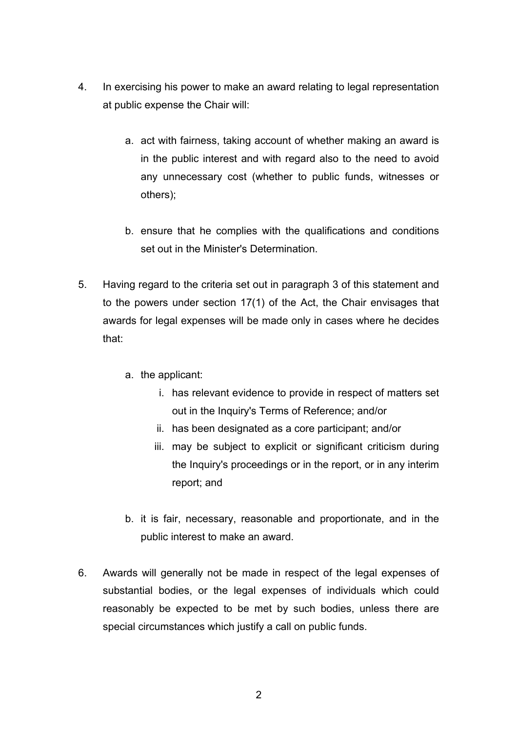4. In exercising his power to make an award relating to legal representation at public expense the Chair will:

   a. act with fairness, taking account of whether making an award is in the public interest and with regard also to the need to avoid any unnecessary cost (whether to public funds, witnesses or others);

   b. ensure that he complies with the qualifications and conditions set out in the Minister's Determination.

5. Having regard to the criteria set out in paragraph 3 of this statement and to the powers under section 17(1) of the Act, the Chair envisages that awards for legal expenses will be made only in cases where he decides that:

   a. the applicant:
      i. has relevant evidence to provide in respect of matters set out in the Inquiry's Terms of Reference; and/or
      ii. has been designated as a core participant; and/or
      iii. may be subject to explicit or significant criticism during the Inquiry's proceedings or in the report, or in any interim report; and

   b. it is fair, necessary, reasonable and proportionate, and in the public interest to make an award.

6. Awards will generally not be made in respect of the legal expenses of substantial bodies, or the legal expenses of individuals which could reasonably be expected to be met by such bodies, unless there are special circumstances which justify a call on public funds.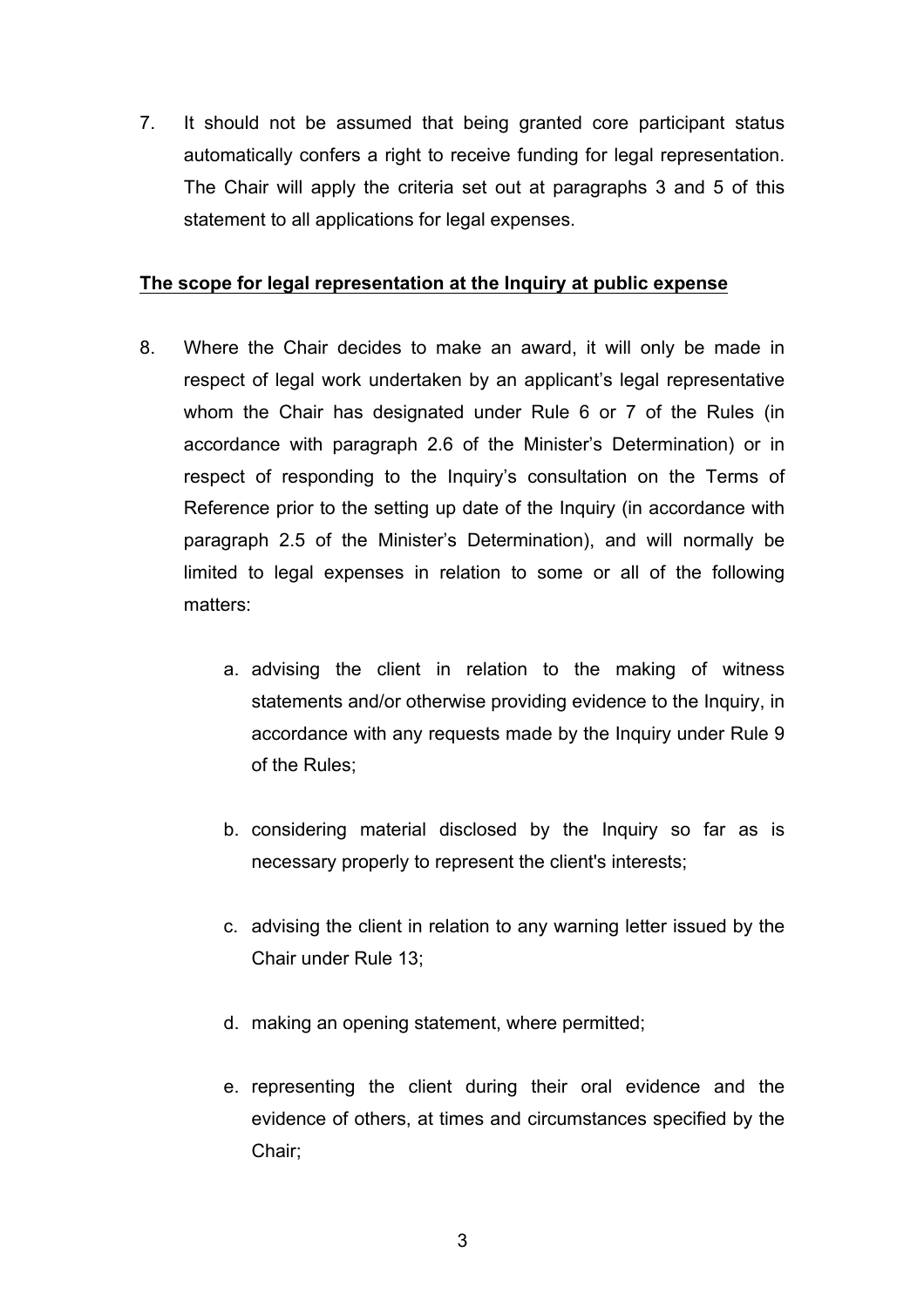7. It should not be assumed that being granted core participant status automatically confers a right to receive funding for legal representation. The Chair will apply the criteria set out at paragraphs 3 and 5 of this statement to all applications for legal expenses.

**<u>The scope for legal representation at the Inquiry at public expense</u>**

8. Where the Chair decides to make an award, it will only be made in respect of legal work undertaken by an applicant's legal representative whom the Chair has designated under Rule 6 or 7 of the Rules (in accordance with paragraph 2.6 of the Minister's Determination) or in respect of responding to the Inquiry's consultation on the Terms of Reference prior to the setting up date of the Inquiry (in accordance with paragraph 2.5 of the Minister's Determination), and will normally be limited to legal expenses in relation to some or all of the following matters:

   a. advising the client in relation to the making of witness statements and/or otherwise providing evidence to the Inquiry, in accordance with any requests made by the Inquiry under Rule 9 of the Rules;

   b. considering material disclosed by the Inquiry so far as is necessary properly to represent the client's interests;

   c. advising the client in relation to any warning letter issued by the Chair under Rule 13;

   d. making an opening statement, where permitted;

   e. representing the client during their oral evidence and the evidence of others, at times and circumstances specified by the Chair;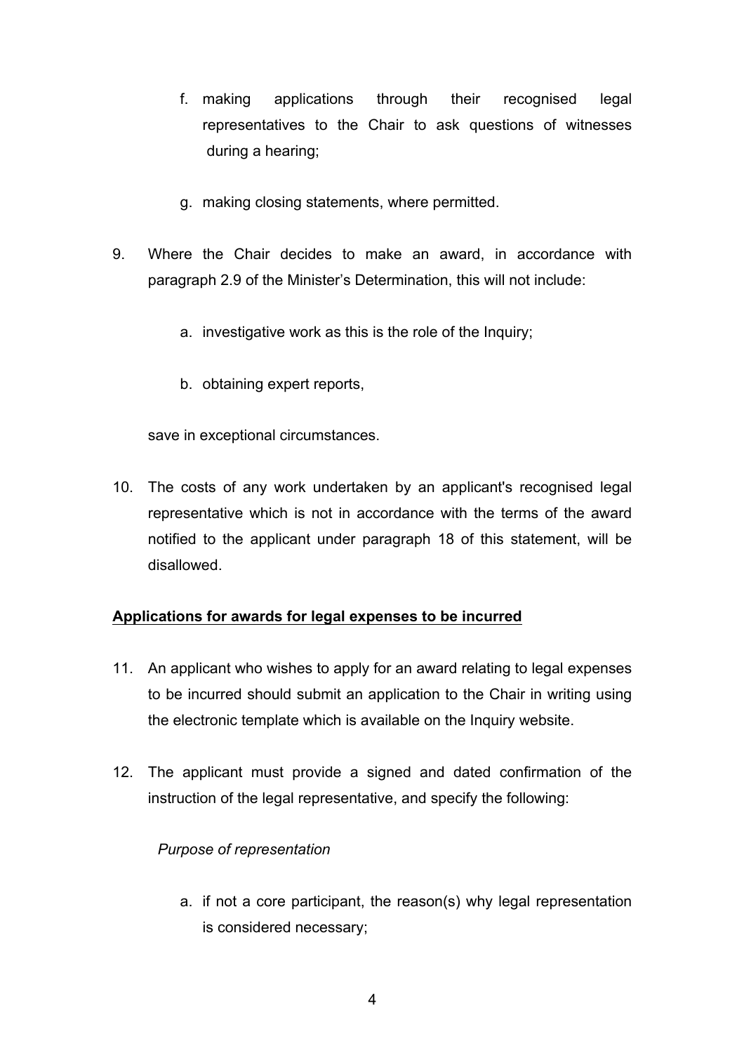f. making applications through their recognised legal representatives to the Chair to ask questions of witnesses during a hearing;

g. making closing statements, where permitted.

9. Where the Chair decides to make an award, in accordance with paragraph 2.9 of the Minister's Determination, this will not include:

   a. investigative work as this is the role of the Inquiry;

   b. obtaining expert reports,

   save in exceptional circumstances.

10. The costs of any work undertaken by an applicant's recognised legal representative which is not in accordance with the terms of the award notified to the applicant under paragraph 18 of this statement, will be disallowed.

**<u>Applications for awards for legal expenses to be incurred</u>**

11. An applicant who wishes to apply for an award relating to legal expenses to be incurred should submit an application to the Chair in writing using the electronic template which is available on the Inquiry website.

12. The applicant must provide a signed and dated confirmation of the instruction of the legal representative, and specify the following:

    *Purpose of representation*

    a. if not a core participant, the reason(s) why legal representation is considered necessary;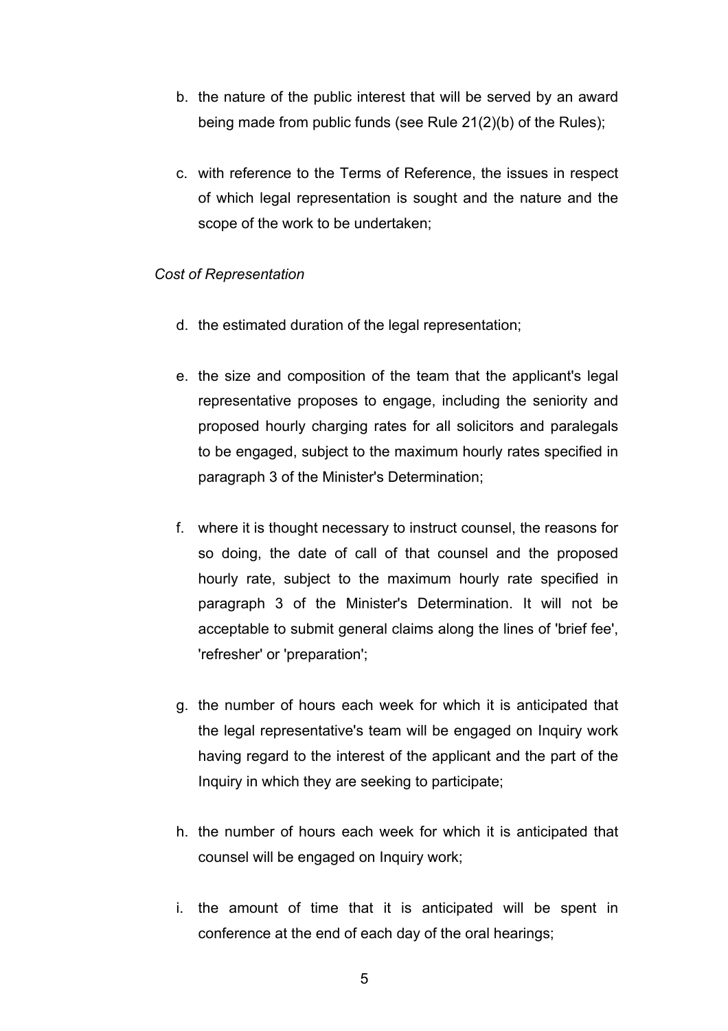b. the nature of the public interest that will be served by an award being made from public funds (see Rule 21(2)(b) of the Rules);

c. with reference to the Terms of Reference, the issues in respect of which legal representation is sought and the nature and the scope of the work to be undertaken;

*Cost of Representation*

d. the estimated duration of the legal representation;

e. the size and composition of the team that the applicant's legal representative proposes to engage, including the seniority and proposed hourly charging rates for all solicitors and paralegals to be engaged, subject to the maximum hourly rates specified in paragraph 3 of the Minister's Determination;

f. where it is thought necessary to instruct counsel, the reasons for so doing, the date of call of that counsel and the proposed hourly rate, subject to the maximum hourly rate specified in paragraph 3 of the Minister's Determination. It will not be acceptable to submit general claims along the lines of 'brief fee', 'refresher' or 'preparation';

g. the number of hours each week for which it is anticipated that the legal representative's team will be engaged on Inquiry work having regard to the interest of the applicant and the part of the Inquiry in which they are seeking to participate;

h. the number of hours each week for which it is anticipated that counsel will be engaged on Inquiry work;

i. the amount of time that it is anticipated will be spent in conference at the end of each day of the oral hearings;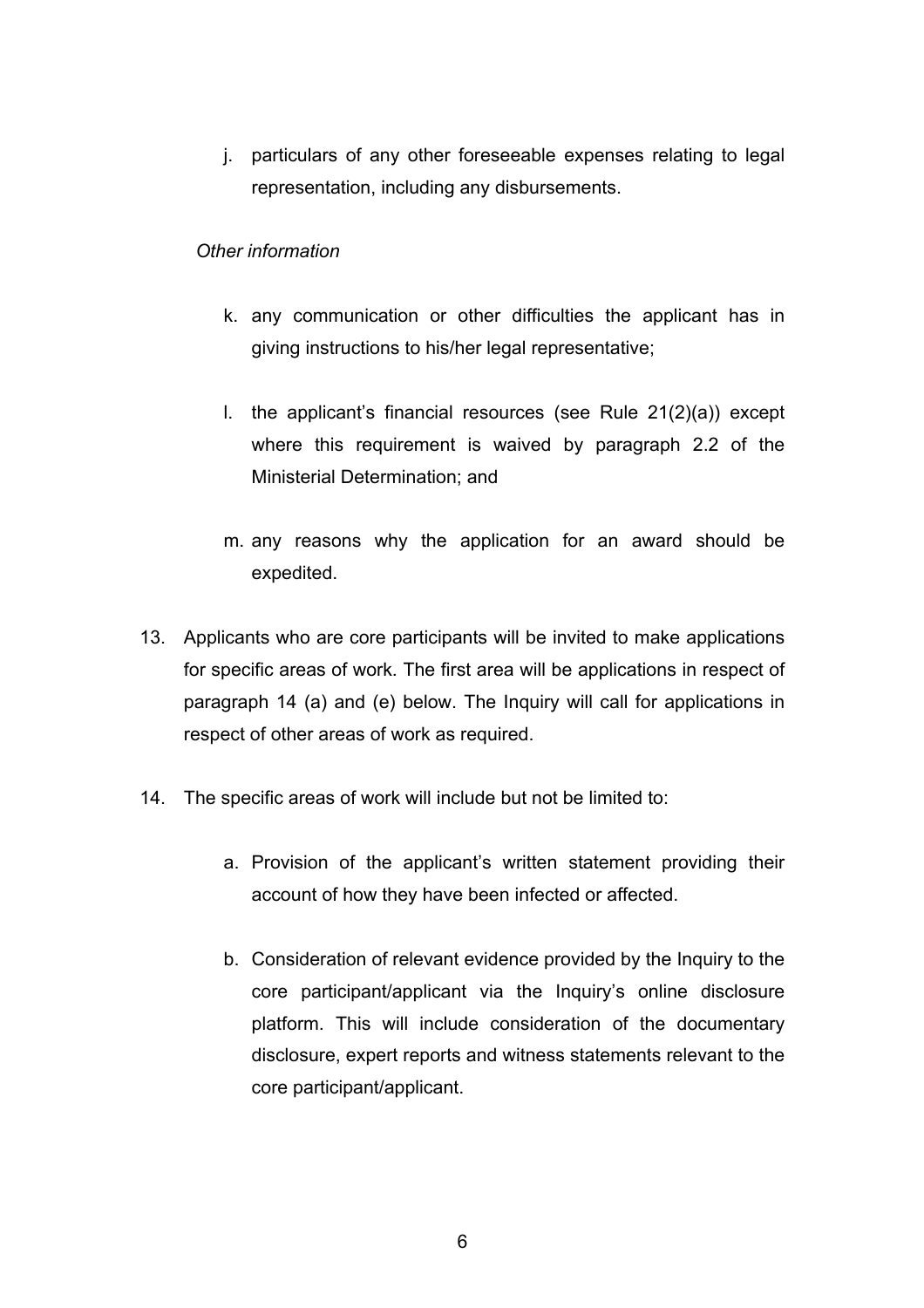j. particulars of any other foreseeable expenses relating to legal representation, including any disbursements.

*Other information*

k. any communication or other difficulties the applicant has in giving instructions to his/her legal representative;

l. the applicant's financial resources (see Rule 21(2)(a)) except where this requirement is waived by paragraph 2.2 of the Ministerial Determination; and

m. any reasons why the application for an award should be expedited.

13. Applicants who are core participants will be invited to make applications for specific areas of work. The first area will be applications in respect of paragraph 14 (a) and (e) below. The Inquiry will call for applications in respect of other areas of work as required.

14. The specific areas of work will include but not be limited to:

    a. Provision of the applicant's written statement providing their account of how they have been infected or affected.

    b. Consideration of relevant evidence provided by the Inquiry to the core participant/applicant via the Inquiry's online disclosure platform. This will include consideration of the documentary disclosure, expert reports and witness statements relevant to the core participant/applicant.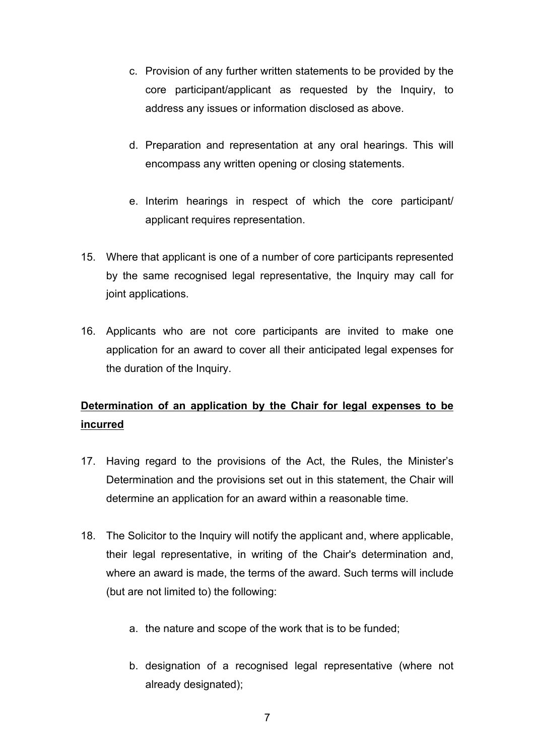c. Provision of any further written statements to be provided by the core participant/applicant as requested by the Inquiry, to address any issues or information disclosed as above.

d. Preparation and representation at any oral hearings. This will encompass any written opening or closing statements.

e. Interim hearings in respect of which the core participant/ applicant requires representation.

15. Where that applicant is one of a number of core participants represented by the same recognised legal representative, the Inquiry may call for joint applications.

16. Applicants who are not core participants are invited to make one application for an award to cover all their anticipated legal expenses for the duration of the Inquiry.

**Determination of an application by the Chair for legal expenses to be incurred**

17. Having regard to the provisions of the Act, the Rules, the Minister's Determination and the provisions set out in this statement, the Chair will determine an application for an award within a reasonable time.

18. The Solicitor to the Inquiry will notify the applicant and, where applicable, their legal representative, in writing of the Chair's determination and, where an award is made, the terms of the award. Such terms will include (but are not limited to) the following:

    a. the nature and scope of the work that is to be funded;

    b. designation of a recognised legal representative (where not already designated);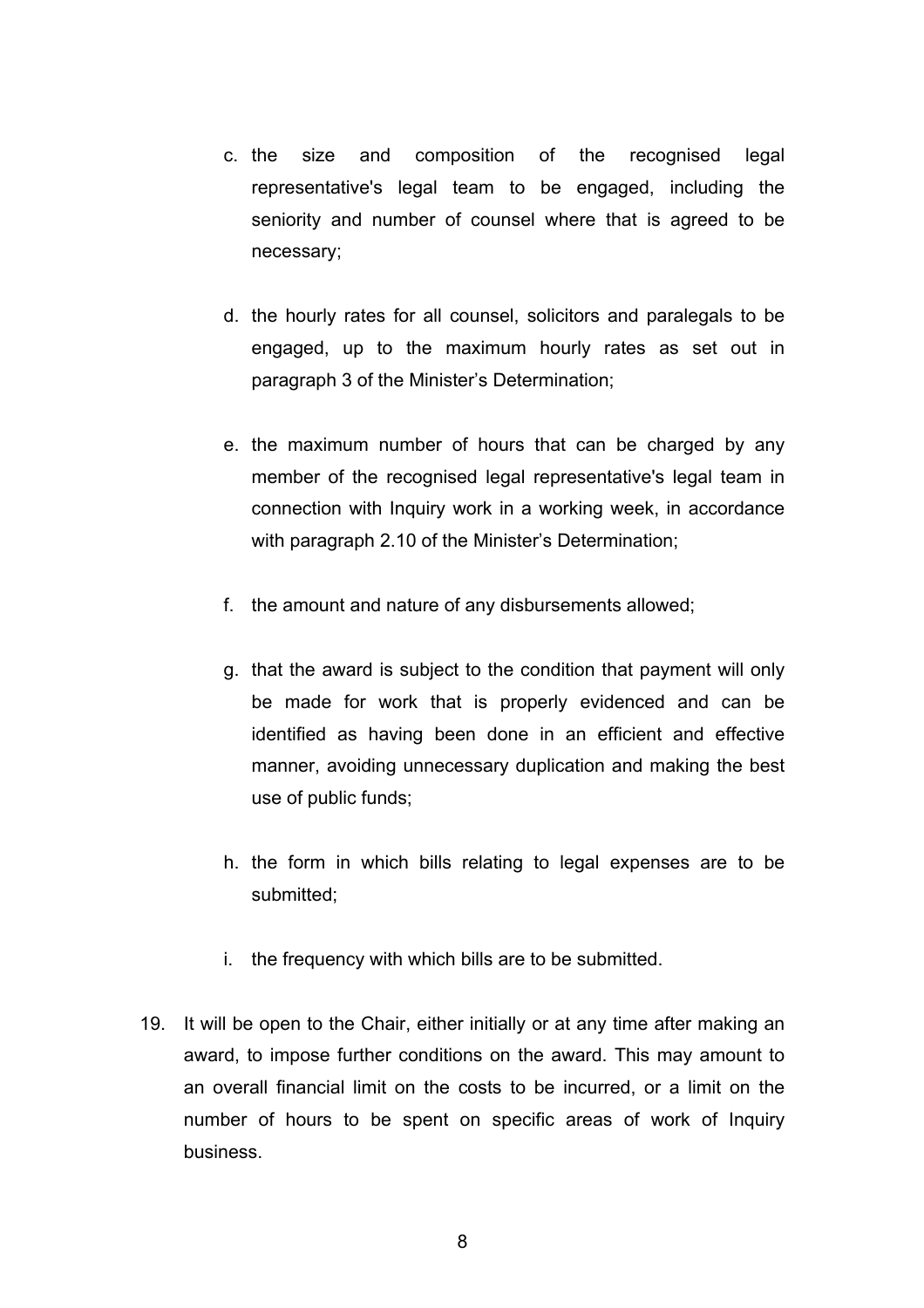c. the size and composition of the recognised legal representative's legal team to be engaged, including the seniority and number of counsel where that is agreed to be necessary;

d. the hourly rates for all counsel, solicitors and paralegals to be engaged, up to the maximum hourly rates as set out in paragraph 3 of the Minister's Determination;

e. the maximum number of hours that can be charged by any member of the recognised legal representative's legal team in connection with Inquiry work in a working week, in accordance with paragraph 2.10 of the Minister's Determination;

f. the amount and nature of any disbursements allowed;

g. that the award is subject to the condition that payment will only be made for work that is properly evidenced and can be identified as having been done in an efficient and effective manner, avoiding unnecessary duplication and making the best use of public funds;

h. the form in which bills relating to legal expenses are to be submitted;

i. the frequency with which bills are to be submitted.

19. It will be open to the Chair, either initially or at any time after making an award, to impose further conditions on the award. This may amount to an overall financial limit on the costs to be incurred, or a limit on the number of hours to be spent on specific areas of work of Inquiry business.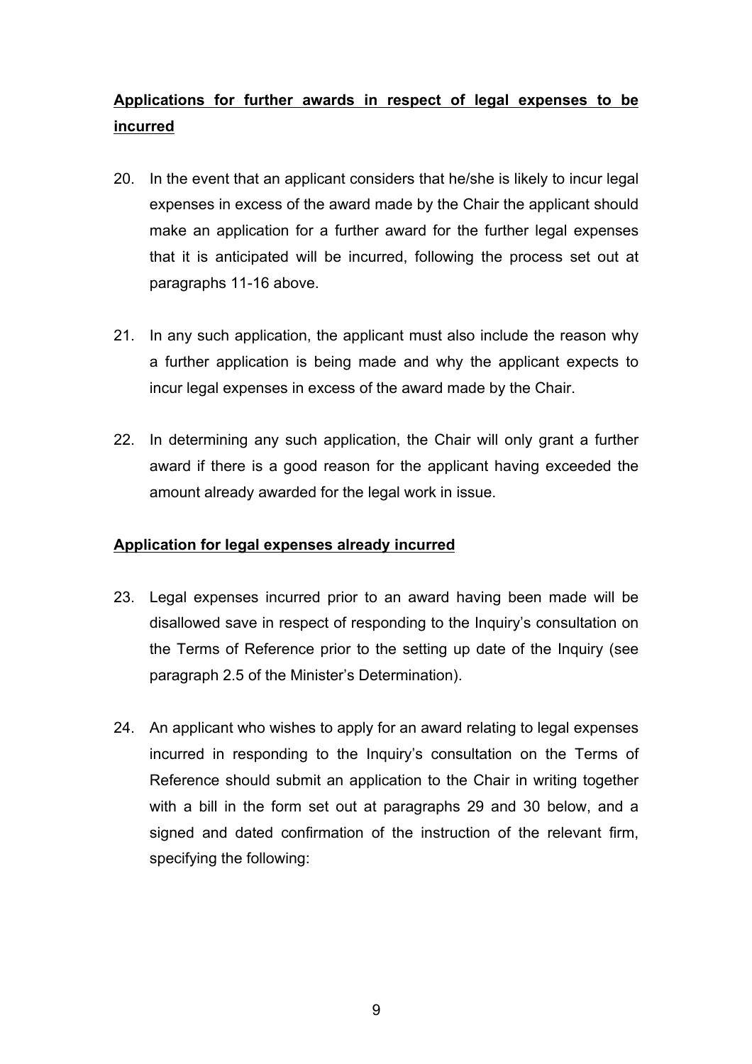**<u>Applications for further awards in respect of legal expenses to be incurred</u>**

20. In the event that an applicant considers that he/she is likely to incur legal expenses in excess of the award made by the Chair the applicant should make an application for a further award for the further legal expenses that it is anticipated will be incurred, following the process set out at paragraphs 11-16 above.

21. In any such application, the applicant must also include the reason why a further application is being made and why the applicant expects to incur legal expenses in excess of the award made by the Chair.

22. In determining any such application, the Chair will only grant a further award if there is a good reason for the applicant having exceeded the amount already awarded for the legal work in issue.

**<u>Application for legal expenses already incurred</u>**

23. Legal expenses incurred prior to an award having been made will be disallowed save in respect of responding to the Inquiry's consultation on the Terms of Reference prior to the setting up date of the Inquiry (see paragraph 2.5 of the Minister's Determination).

24. An applicant who wishes to apply for an award relating to legal expenses incurred in responding to the Inquiry's consultation on the Terms of Reference should submit an application to the Chair in writing together with a bill in the form set out at paragraphs 29 and 30 below, and a signed and dated confirmation of the instruction of the relevant firm, specifying the following: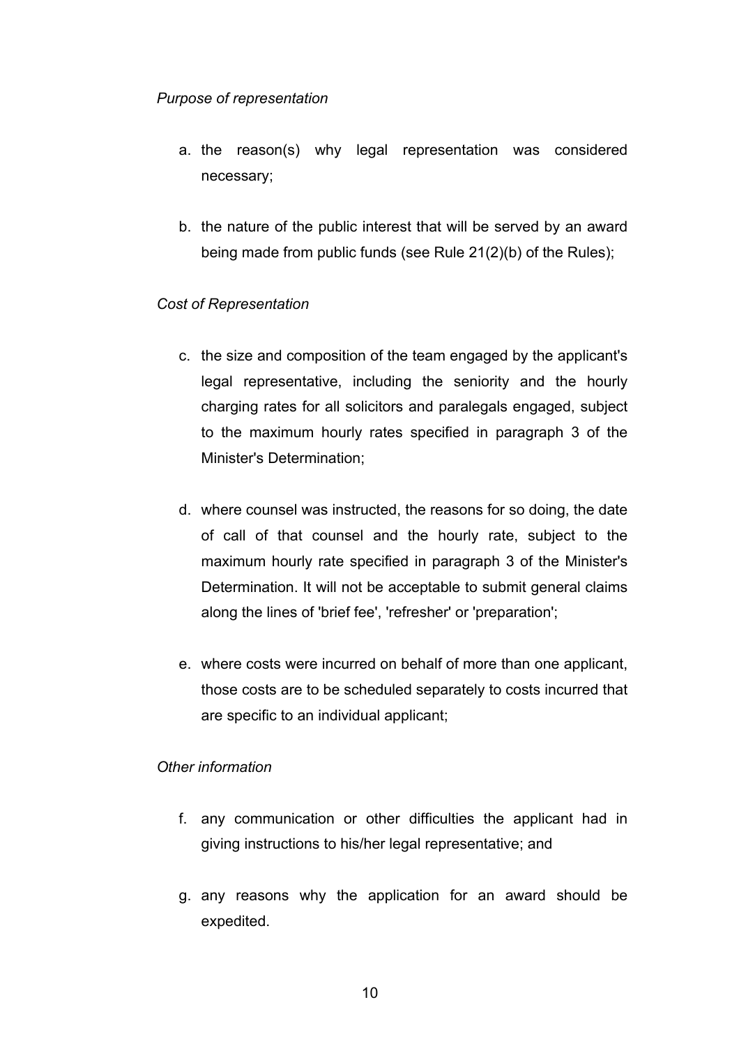*Purpose of representation*

a. the reason(s) why legal representation was considered necessary;

b. the nature of the public interest that will be served by an award being made from public funds (see Rule 21(2)(b) of the Rules);

*Cost of Representation*

c. the size and composition of the team engaged by the applicant's legal representative, including the seniority and the hourly charging rates for all solicitors and paralegals engaged, subject to the maximum hourly rates specified in paragraph 3 of the Minister's Determination;

d. where counsel was instructed, the reasons for so doing, the date of call of that counsel and the hourly rate, subject to the maximum hourly rate specified in paragraph 3 of the Minister's Determination. It will not be acceptable to submit general claims along the lines of 'brief fee', 'refresher' or 'preparation';

e. where costs were incurred on behalf of more than one applicant, those costs are to be scheduled separately to costs incurred that are specific to an individual applicant;

*Other information*

f. any communication or other difficulties the applicant had in giving instructions to his/her legal representative; and

g. any reasons why the application for an award should be expedited.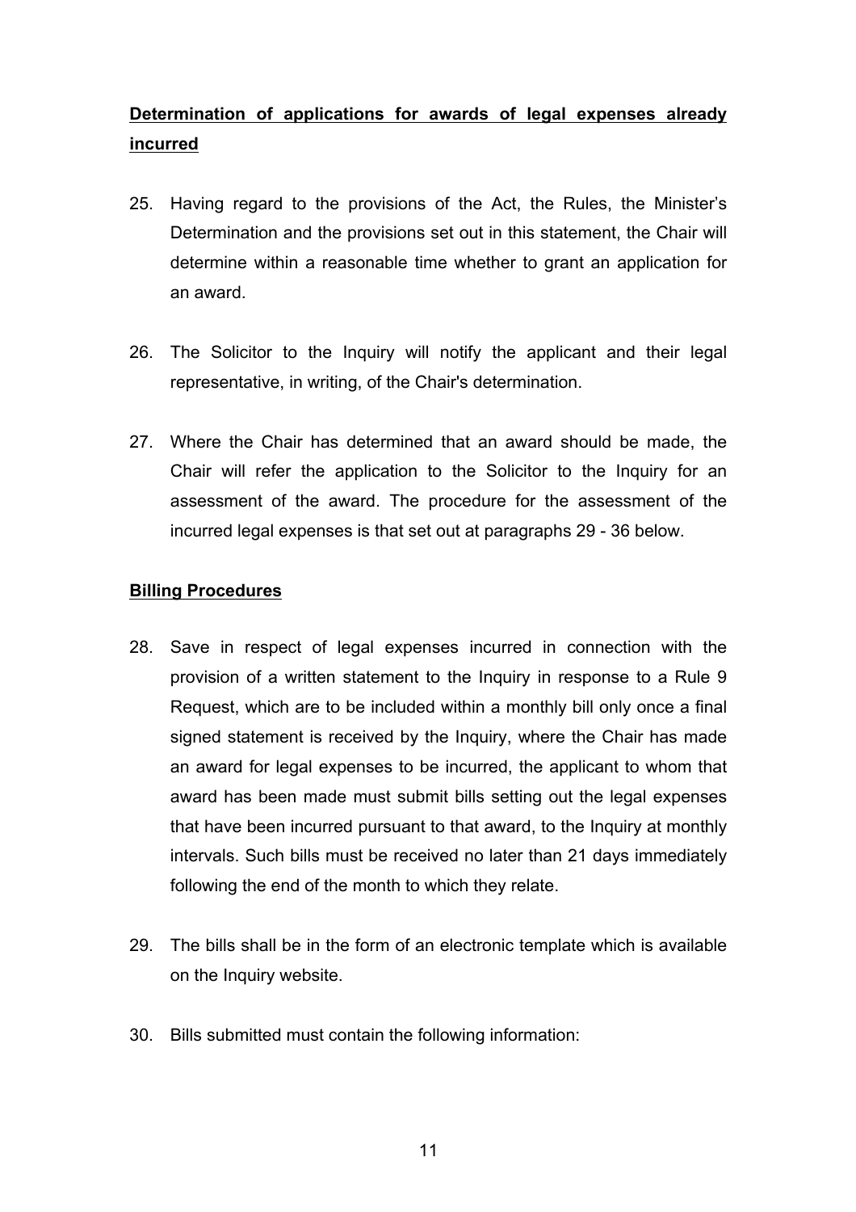**Determination of applications for awards of legal expenses already incurred**

25. Having regard to the provisions of the Act, the Rules, the Minister's Determination and the provisions set out in this statement, the Chair will determine within a reasonable time whether to grant an application for an award.

26. The Solicitor to the Inquiry will notify the applicant and their legal representative, in writing, of the Chair's determination.

27. Where the Chair has determined that an award should be made, the Chair will refer the application to the Solicitor to the Inquiry for an assessment of the award. The procedure for the assessment of the incurred legal expenses is that set out at paragraphs 29 - 36 below.

**Billing Procedures**

28. Save in respect of legal expenses incurred in connection with the provision of a written statement to the Inquiry in response to a Rule 9 Request, which are to be included within a monthly bill only once a final signed statement is received by the Inquiry, where the Chair has made an award for legal expenses to be incurred, the applicant to whom that award has been made must submit bills setting out the legal expenses that have been incurred pursuant to that award, to the Inquiry at monthly intervals. Such bills must be received no later than 21 days immediately following the end of the month to which they relate.

29. The bills shall be in the form of an electronic template which is available on the Inquiry website.

30. Bills submitted must contain the following information: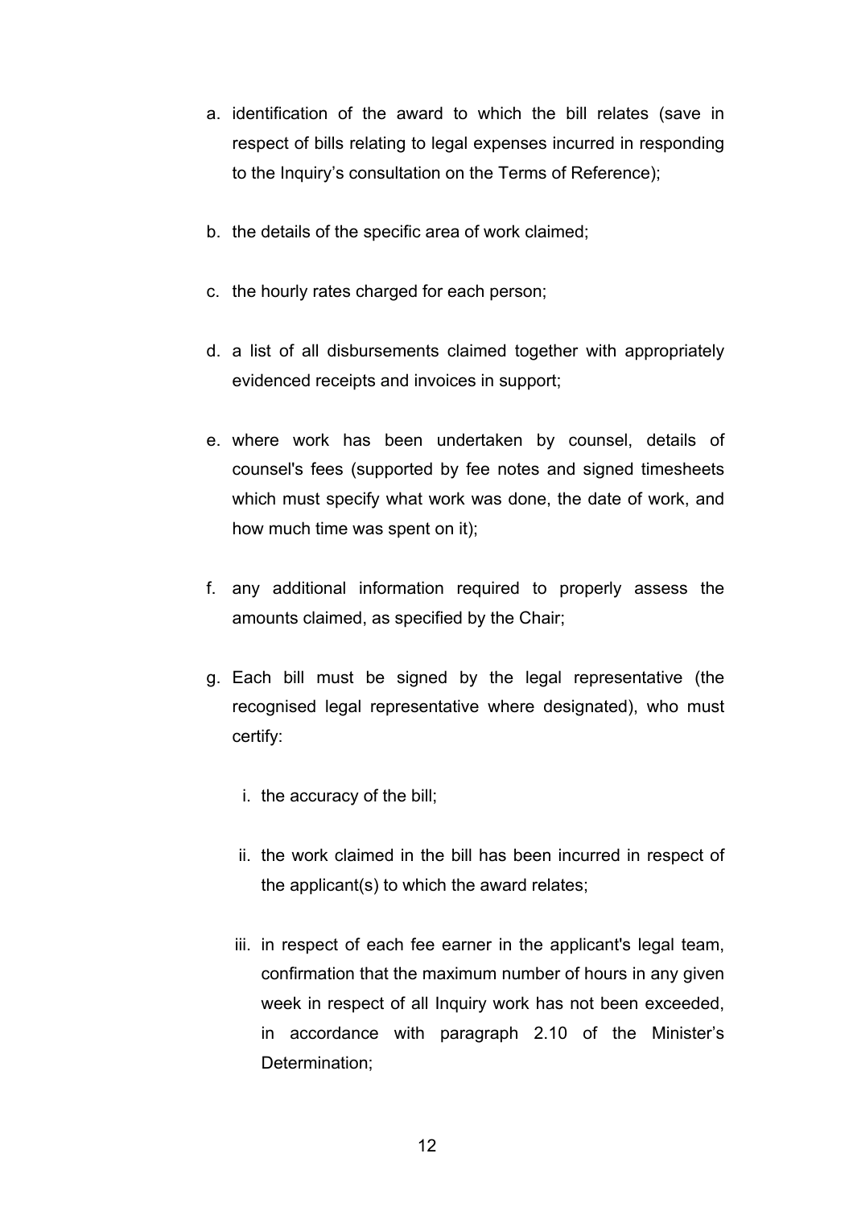a. identification of the award to which the bill relates (save in respect of bills relating to legal expenses incurred in responding to the Inquiry's consultation on the Terms of Reference);

b. the details of the specific area of work claimed;

c. the hourly rates charged for each person;

d. a list of all disbursements claimed together with appropriately evidenced receipts and invoices in support;

e. where work has been undertaken by counsel, details of counsel's fees (supported by fee notes and signed timesheets which must specify what work was done, the date of work, and how much time was spent on it);

f. any additional information required to properly assess the amounts claimed, as specified by the Chair;

g. Each bill must be signed by the legal representative (the recognised legal representative where designated), who must certify:

   i. the accuracy of the bill;

   ii. the work claimed in the bill has been incurred in respect of the applicant(s) to which the award relates;

   iii. in respect of each fee earner in the applicant's legal team, confirmation that the maximum number of hours in any given week in respect of all Inquiry work has not been exceeded, in accordance with paragraph 2.10 of the Minister's Determination;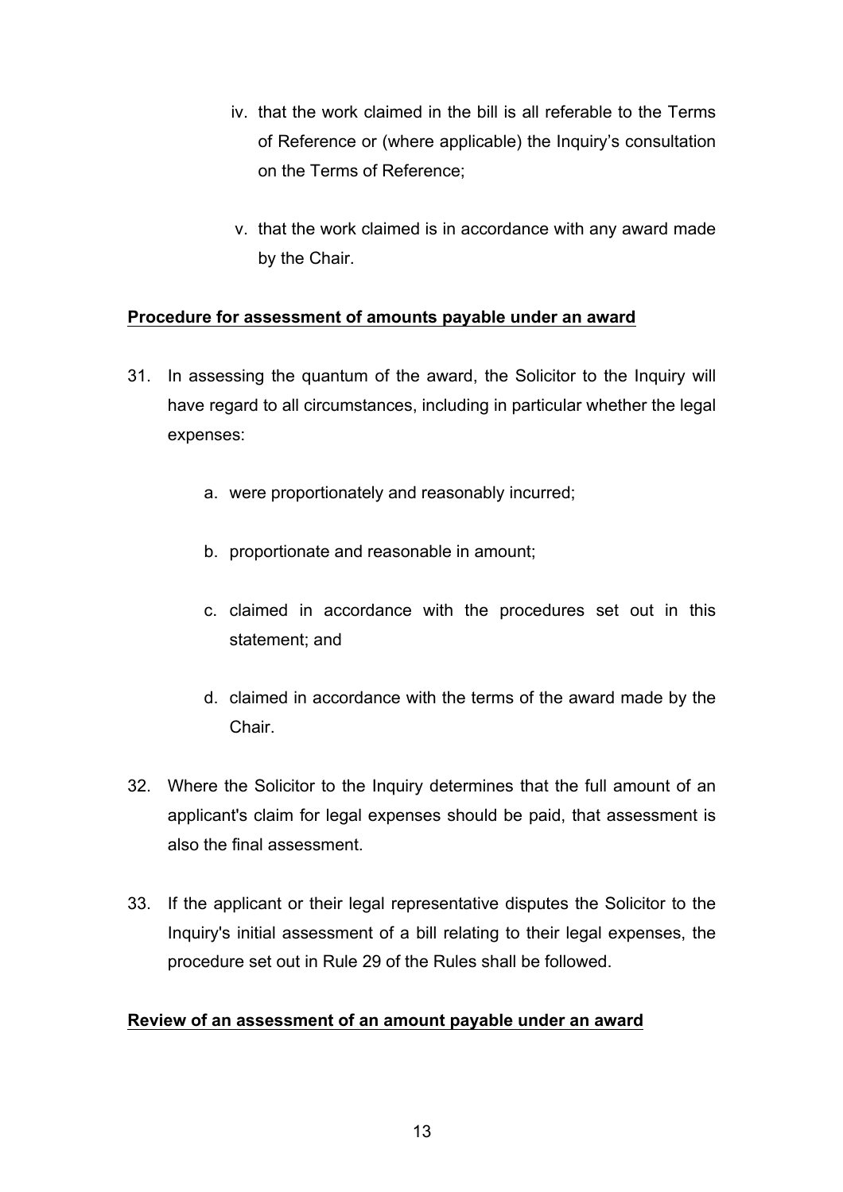iv. that the work claimed in the bill is all referable to the Terms of Reference or (where applicable) the Inquiry's consultation on the Terms of Reference;

   v. that the work claimed is in accordance with any award made by the Chair.

**Procedure for assessment of amounts payable under an award**

31. In assessing the quantum of the award, the Solicitor to the Inquiry will have regard to all circumstances, including in particular whether the legal expenses:

    a. were proportionately and reasonably incurred;

    b. proportionate and reasonable in amount;

    c. claimed in accordance with the procedures set out in this statement; and

    d. claimed in accordance with the terms of the award made by the Chair.

32. Where the Solicitor to the Inquiry determines that the full amount of an applicant's claim for legal expenses should be paid, that assessment is also the final assessment.

33. If the applicant or their legal representative disputes the Solicitor to the Inquiry's initial assessment of a bill relating to their legal expenses, the procedure set out in Rule 29 of the Rules shall be followed.

**Review of an assessment of an amount payable under an award**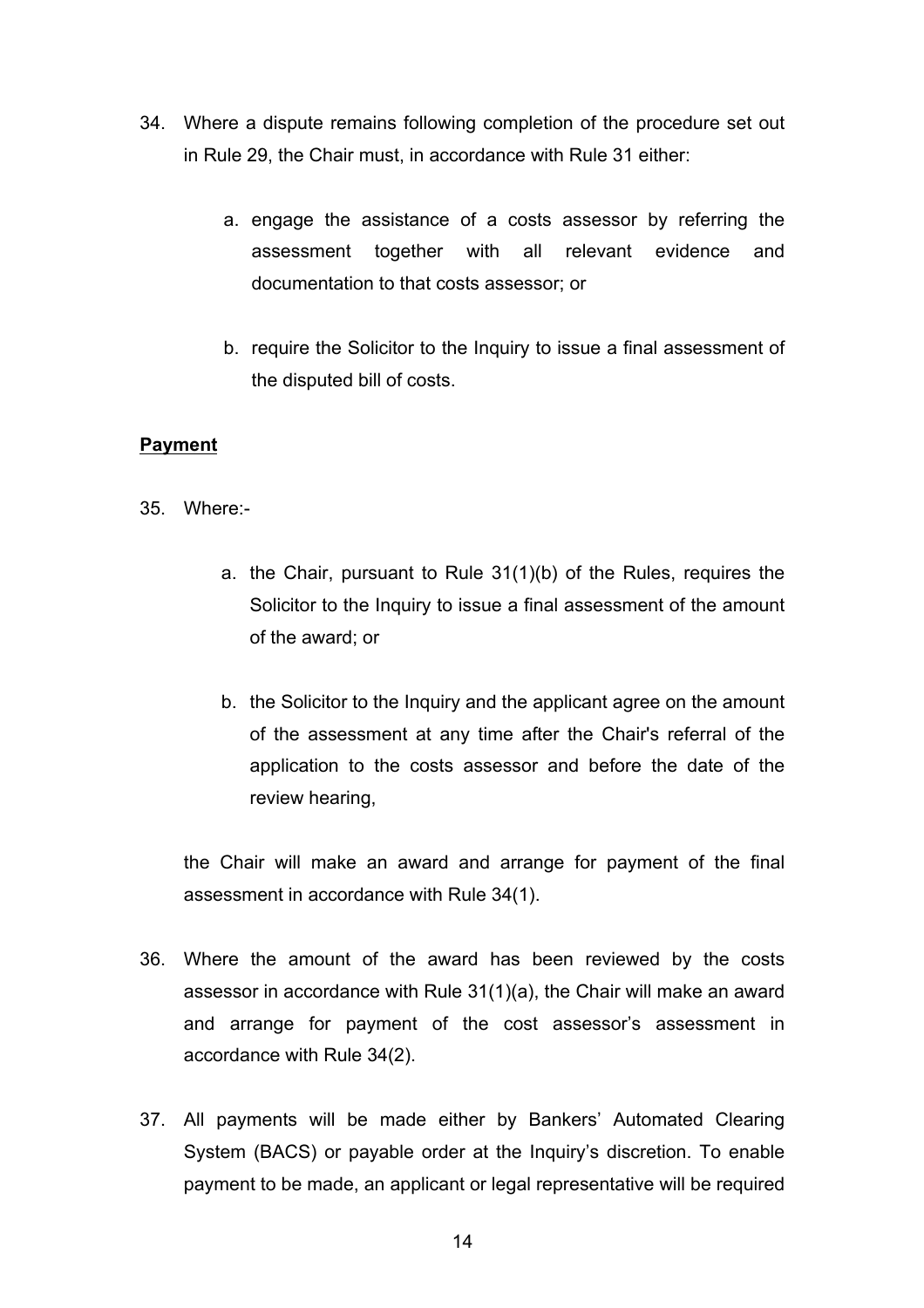34. Where a dispute remains following completion of the procedure set out in Rule 29, the Chair must, in accordance with Rule 31 either:

    a. engage the assistance of a costs assessor by referring the assessment together with all relevant evidence and documentation to that costs assessor; or

    b. require the Solicitor to the Inquiry to issue a final assessment of the disputed bill of costs.

**Payment**

35. Where:-

    a. the Chair, pursuant to Rule 31(1)(b) of the Rules, requires the Solicitor to the Inquiry to issue a final assessment of the amount of the award; or

    b. the Solicitor to the Inquiry and the applicant agree on the amount of the assessment at any time after the Chair's referral of the application to the costs assessor and before the date of the review hearing,

    the Chair will make an award and arrange for payment of the final assessment in accordance with Rule 34(1).

36. Where the amount of the award has been reviewed by the costs assessor in accordance with Rule 31(1)(a), the Chair will make an award and arrange for payment of the cost assessor's assessment in accordance with Rule 34(2).

37. All payments will be made either by Bankers' Automated Clearing System (BACS) or payable order at the Inquiry's discretion. To enable payment to be made, an applicant or legal representative will be required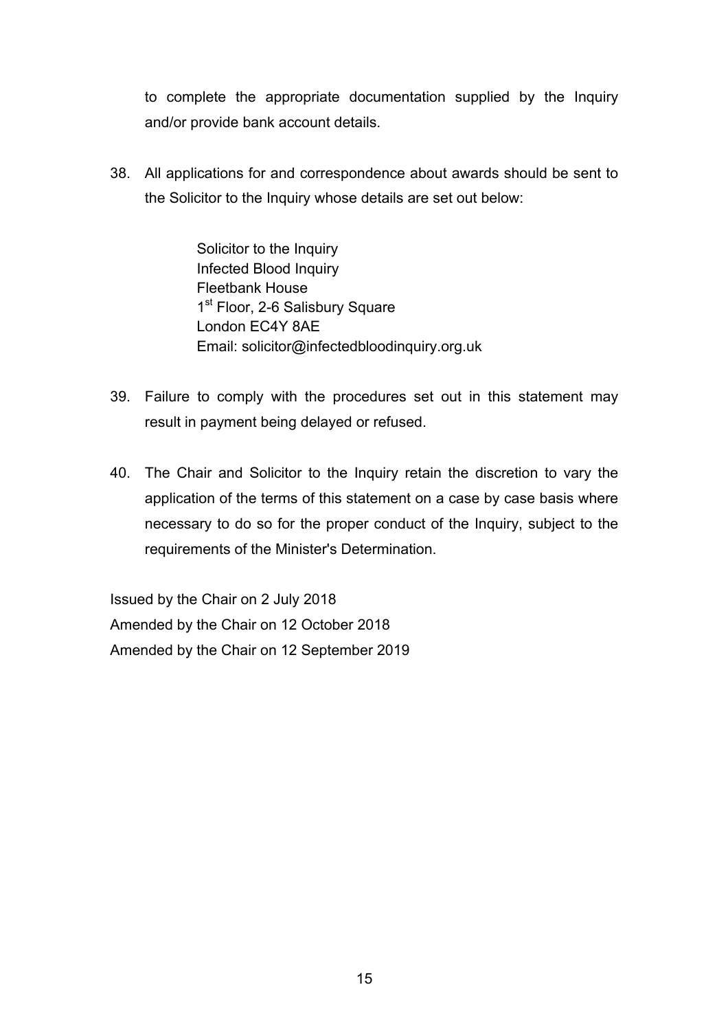to complete the appropriate documentation supplied by the Inquiry and/or provide bank account details.

38. All applications for and correspondence about awards should be sent to the Solicitor to the Inquiry whose details are set out below:

    Solicitor to the Inquiry
    Infected Blood Inquiry
    Fleetbank House
    1st Floor, 2-6 Salisbury Square
    London EC4Y 8AE
    Email: solicitor@infectedbloodinquiry.org.uk

39. Failure to comply with the procedures set out in this statement may result in payment being delayed or refused.

40. The Chair and Solicitor to the Inquiry retain the discretion to vary the application of the terms of this statement on a case by case basis where necessary to do so for the proper conduct of the Inquiry, subject to the requirements of the Minister's Determination.

Issued by the Chair on 2 July 2018
Amended by the Chair on 12 October 2018
Amended by the Chair on 12 September 2019